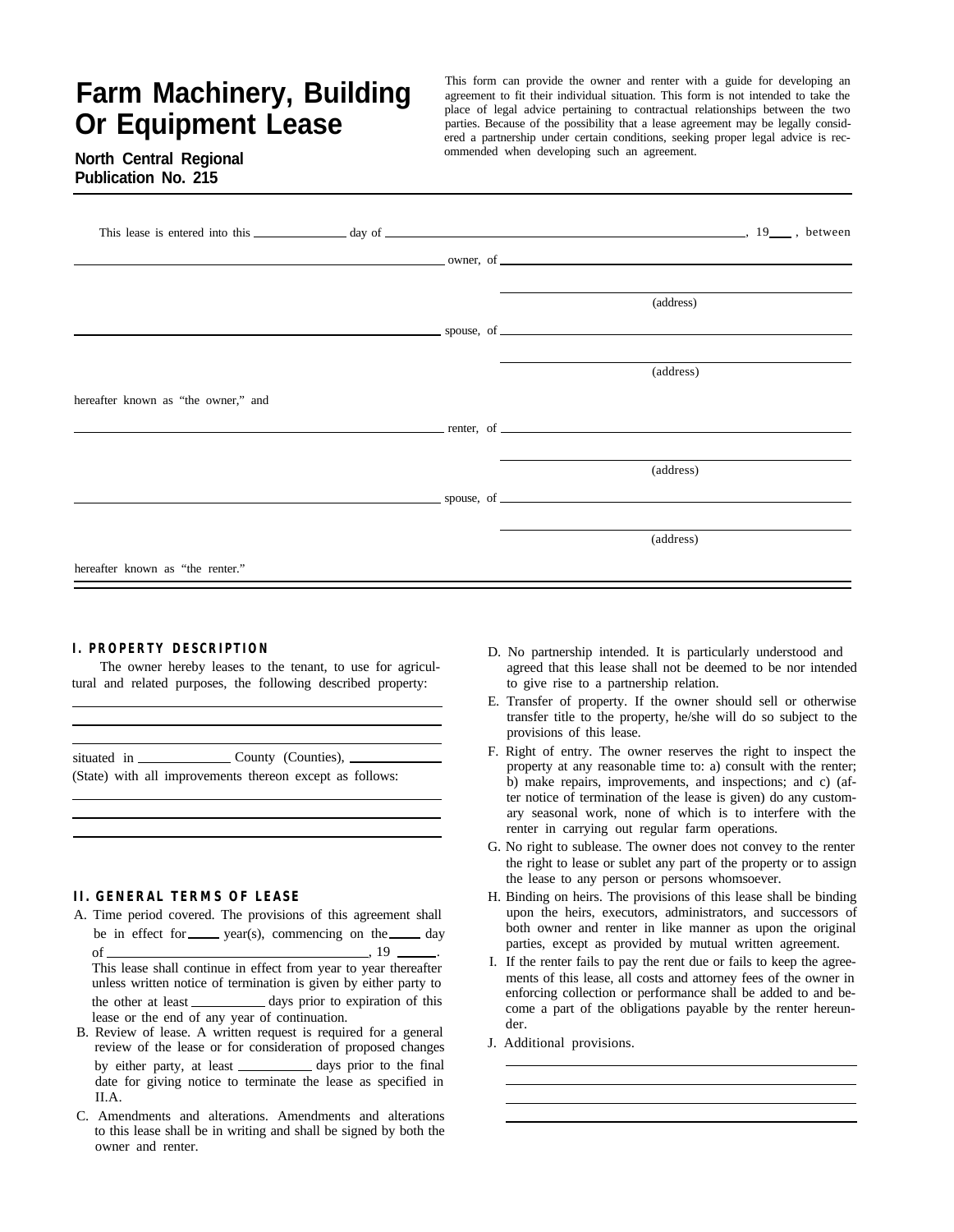# Farm Machinery, Building Or Equipment Lease

**North Central Regional Publication No. 215**

This form can provide the owner and renter with a guide for developing an agreement to fit their individual situation. This form is not intended to take the place of legal advice pertaining to contractual relationships between the two parties. Because of the possibility that a lease agreement may be legally considered a partnership under certain conditions, seeking proper legal advice is recommended when developing such an agreement.

---

This lease is entered into this ______________ day of ______________________________________, 19___ , between

__________________________________________ owner, of __________________________________________

__________________________________________
(address)

__________________________________________ spouse, of __________________________________________

__________________________________________
(address)

hereafter known as "the owner," and

__________________________________________ renter, of __________________________________________

__________________________________________
(address)

__________________________________________ spouse, of __________________________________________

__________________________________________
(address)

hereafter known as "the renter."

---

## I. PROPERTY DESCRIPTION

The owner hereby leases to the tenant, to use for agricultural and related purposes, the following described property:

__________________________________________

__________________________________________

__________________________________________

situated in ______________ County (Counties), ______________ (State) with all improvements thereon except as follows:

__________________________________________

__________________________________________

__________________________________________

## II. GENERAL TERMS OF LEASE

A. Time period covered. The provisions of this agreement shall be in effect for _____ year(s), commencing on the _____ day of ______________________________, 19 ______. This lease shall continue in effect from year to year thereafter unless written notice of termination is given by either party to the other at least __________ days prior to expiration of this lease or the end of any year of continuation.

B. Review of lease. A written request is required for a general review of the lease or for consideration of proposed changes by either party, at least __________ days prior to the final date for giving notice to terminate the lease as specified in II.A.

C. Amendments and alterations. Amendments and alterations to this lease shall be in writing and shall be signed by both the owner and renter.

D. No partnership intended. It is particularly understood and agreed that this lease shall not be deemed to be nor intended to give rise to a partnership relation.

E. Transfer of property. If the owner should sell or otherwise transfer title to the property, he/she will do so subject to the provisions of this lease.

F. Right of entry. The owner reserves the right to inspect the property at any reasonable time to: a) consult with the renter; b) make repairs, improvements, and inspections; and c) (after notice of termination of the lease is given) do any customary seasonal work, none of which is to interfere with the renter in carrying out regular farm operations.

G. No right to sublease. The owner does not convey to the renter the right to lease or sublet any part of the property or to assign the lease to any person or persons whomsoever.

H. Binding on heirs. The provisions of this lease shall be binding upon the heirs, executors, administrators, and successors of both owner and renter in like manner as upon the original parties, except as provided by mutual written agreement.

I. If the renter fails to pay the rent due or fails to keep the agreements of this lease, all costs and attorney fees of the owner in enforcing collection or performance shall be added to and become a part of the obligations payable by the renter hereunder.

J. Additional provisions.

__________________________________________

__________________________________________

__________________________________________

__________________________________________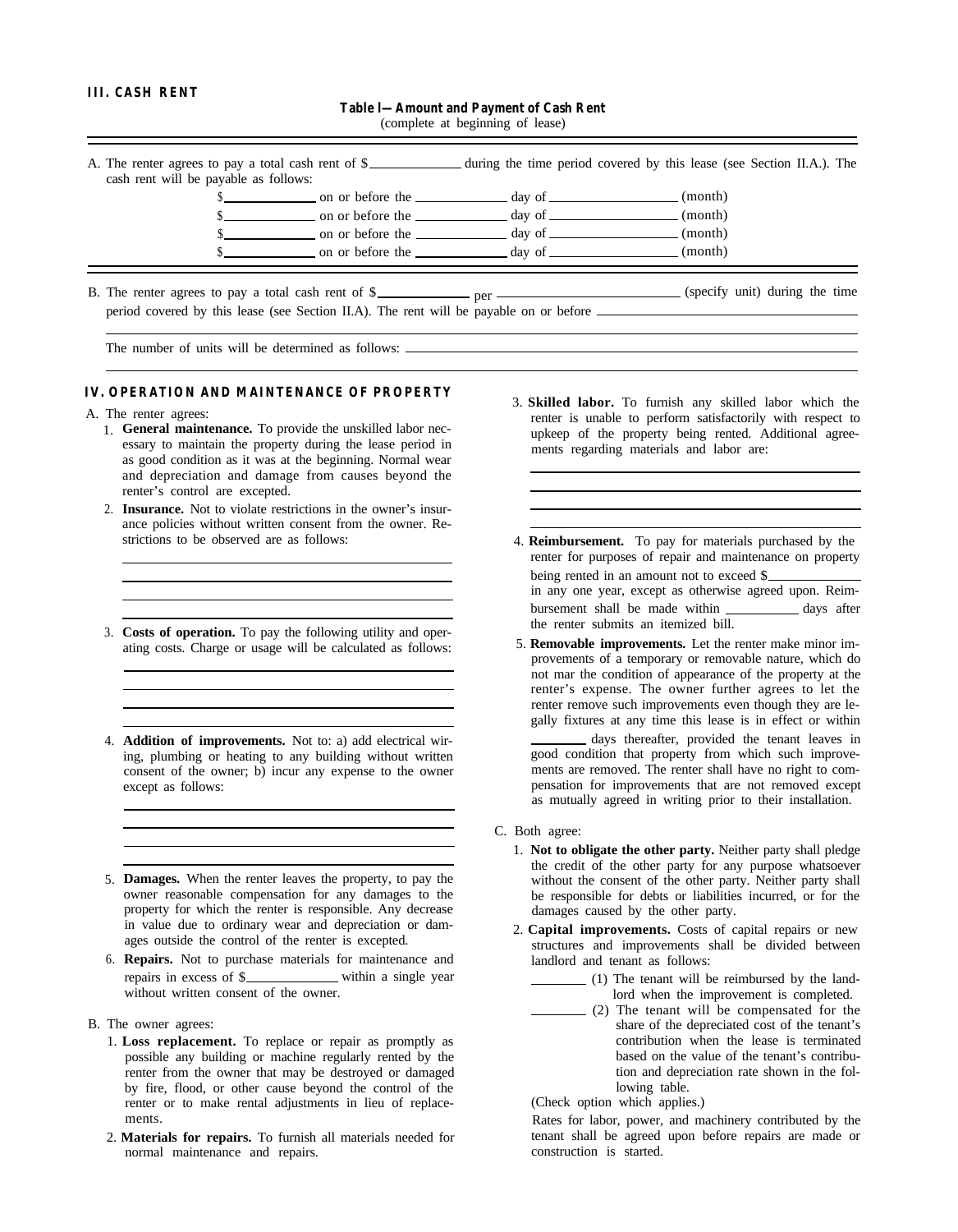## III. CASH RENT

**Table I—Amount and Payment of Cash Rent**
(complete at beginning of lease)

A. The renter agrees to pay a total cash rent of $_____________ during the time period covered by this lease (see Section II.A.). The cash rent will be payable as follows:

$_____________ on before the _____________ day of __________________ (month)
$_____________ on or before the _____________ day of __________________ (month)
$_____________ on or before the _____________ day of __________________ (month)
$_____________ on or before the _____________ day of __________________ (month)

B. The renter agrees to pay a total cash rent of $_____________ per __________________________ (specify unit) during the time period covered by this lease (see Section II.A). The rent will be payable on or before ________________________________________

________________________________________________________________________________

The number of units will be determined as follows: _________________________________________________

________________________________________________________________________________

## IV. OPERATION AND MAINTENANCE OF PROPERTY

A. The renter agrees:

1. **General maintenance.** To provide the unskilled labor necessary to maintain the property during the lease period in as good condition as it was at the beginning. Normal wear and depreciation and damage from causes beyond the renter's control are excepted.
2. **Insurance.** Not to violate restrictions in the owner's insurance policies without written consent from the owner. Restrictions to be observed are as follows:
   ________________________________________
   ________________________________________
   ________________________________________
   ________________________________________
3. **Costs of operation.** To pay the following utility and operating costs. Charge or usage will be calculated as follows:
   ________________________________________
   ________________________________________
   ________________________________________
   ________________________________________
4. **Addition of improvements.** Not to: a) add electrical wiring, plumbing or heating to any building without written consent of the owner; b) incur any expense to the owner except as follows:
   ________________________________________
   ________________________________________
   ________________________________________
   ________________________________________
5. **Damages.** When the renter leaves the property, to pay the owner reasonable compensation for any damages to the property for which the renter is responsible. Any decrease in value due to ordinary wear and depreciation or damages outside the control of the renter is excepted.
6. **Repairs.** Not to purchase materials for maintenance and repairs in excess of $_____________ within a single year without written consent of the owner.

B. The owner agrees:

1. **Loss replacement.** To replace or repair as promptly as possible any building or machine regularly rented by the renter from the owner that may be destroyed or damaged by fire, flood, or other cause beyond the control of the renter or to make rental adjustments in lieu of replacements.
2. **Materials for repairs.** To furnish all materials needed for normal maintenance and repairs.
3. **Skilled labor.** To furnish any skilled labor which the renter is unable to perform satisfactorily with respect to upkeep of the property being rented. Additional agreements regarding materials and labor are:
   ________________________________________
   ________________________________________
   ________________________________________
   ________________________________________
4. **Reimbursement.** To pay for materials purchased by the renter for purposes of repair and maintenance on property being rented in an amount not to exceed $_____________ in any one year, except as otherwise agreed upon. Reimbursement shall be made within __________ days after the renter submits an itemized bill.
5. **Removable improvements.** Let the renter make minor improvements of a temporary or removable nature, which do not mar the condition of appearance of the property at the renter's expense. The owner further agrees to let the renter remove such improvements even though they are legally fixtures at any time this lease is in effect or within ________ days thereafter, provided the tenant leaves in good condition that property from which such improvements are removed. The renter shall have no right to compensation for improvements that are not removed except as mutually agreed in writing prior to their installation.

C. Both agree:

1. **Not to obligate the other party.** Neither party shall pledge the credit of the other party for any purpose whatsoever without the consent of the other party. Neither party shall be responsible for debts or liabilities incurred, or for the damages caused by the other party.
2. **Capital improvements.** Costs of capital repairs or new structures and improvements shall be divided between landlord and tenant as follows:

   ________ (1) The tenant will be reimbursed by the landlord when the improvement is completed.

   ________ (2) The tenant will be compensated for the share of the depreciated cost of the tenant's contribution when the lease is terminated based on the value of the tenant's contribution and depreciation rate shown in the following table.

   (Check option which applies.)

   Rates for labor, power, and machinery contributed by the tenant shall be agreed upon before repairs are made or construction is started.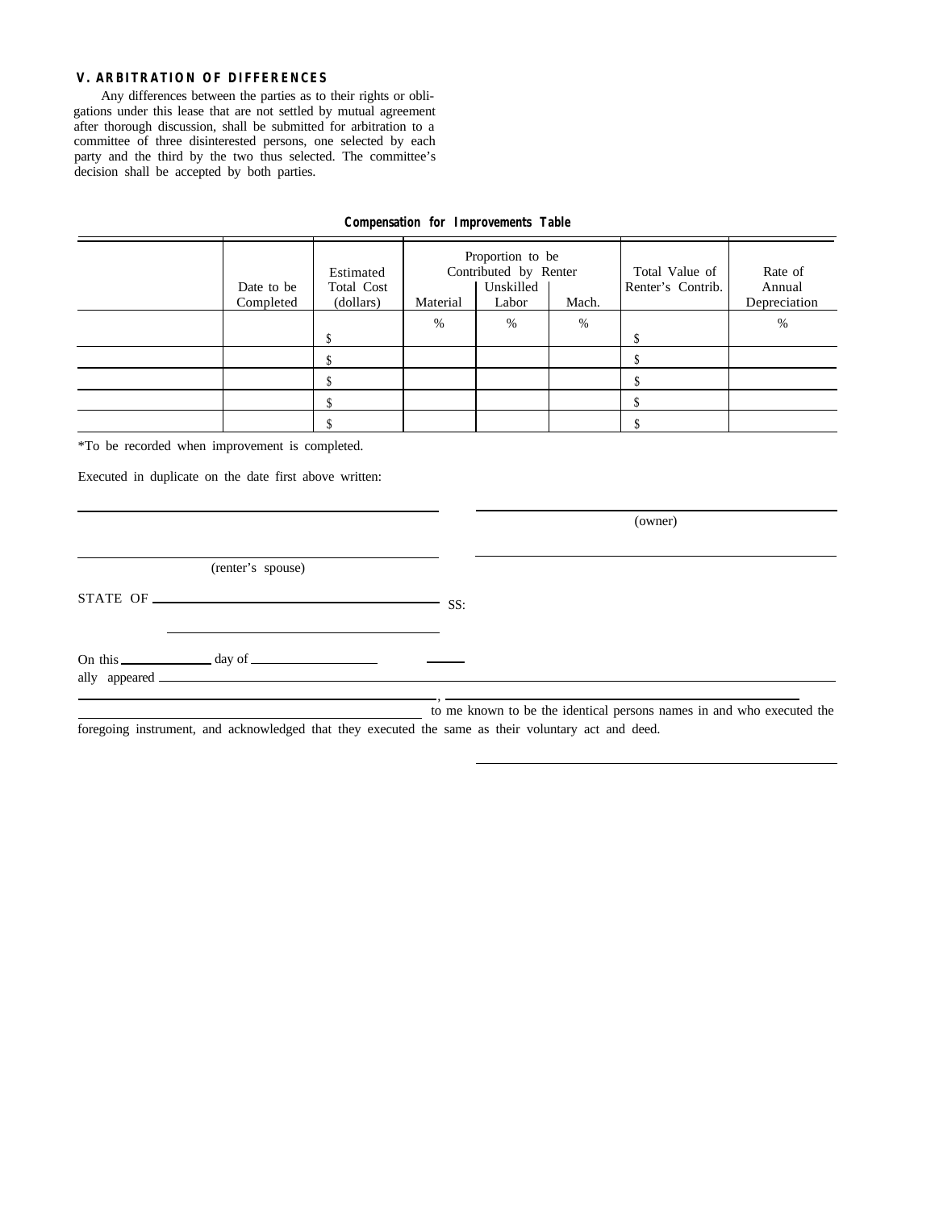### V. ARBITRATION OF DIFFERENCES

Any differences between the parties as to their rights or obligations under this lease that are not settled by mutual agreement after thorough discussion, shall be submitted for arbitration to a committee of three disinterested persons, one selected by each party and the third by the two thus selected. The committee's decision shall be accepted by both parties.

**Compensation for Improvements Table**

| | Date to be Completed | Estimated Total Cost (dollars) | Proportion to be Contributed by Renter Material | Unskilled Labor | Mach. | Total Value of Renter's Contrib. | Rate of Annual Depreciation |
|---|---|---|---|---|---|---|---|
| | | $ | % | % | % | $ | % |
| | | $ | | | | $ | |
| | | $ | | | | $ | |
| | | $ | | | | $ | |
| | | $ | | | | $ | |

*To be recorded when improvement is completed.

Executed in duplicate on the date first above written:

______________________________ ______________________________
(owner)

______________________________ ______________________________
(renter's spouse)

STATE OF ______________________________ SS:

______________________________

On this __________ day of ______________ ____
ally appeared ______________________________

______________________________, ______________________________
______________________________ to me known to be the identical persons names in and who executed the foregoing instrument, and acknowledged that they executed the same as their voluntary act and deed.

______________________________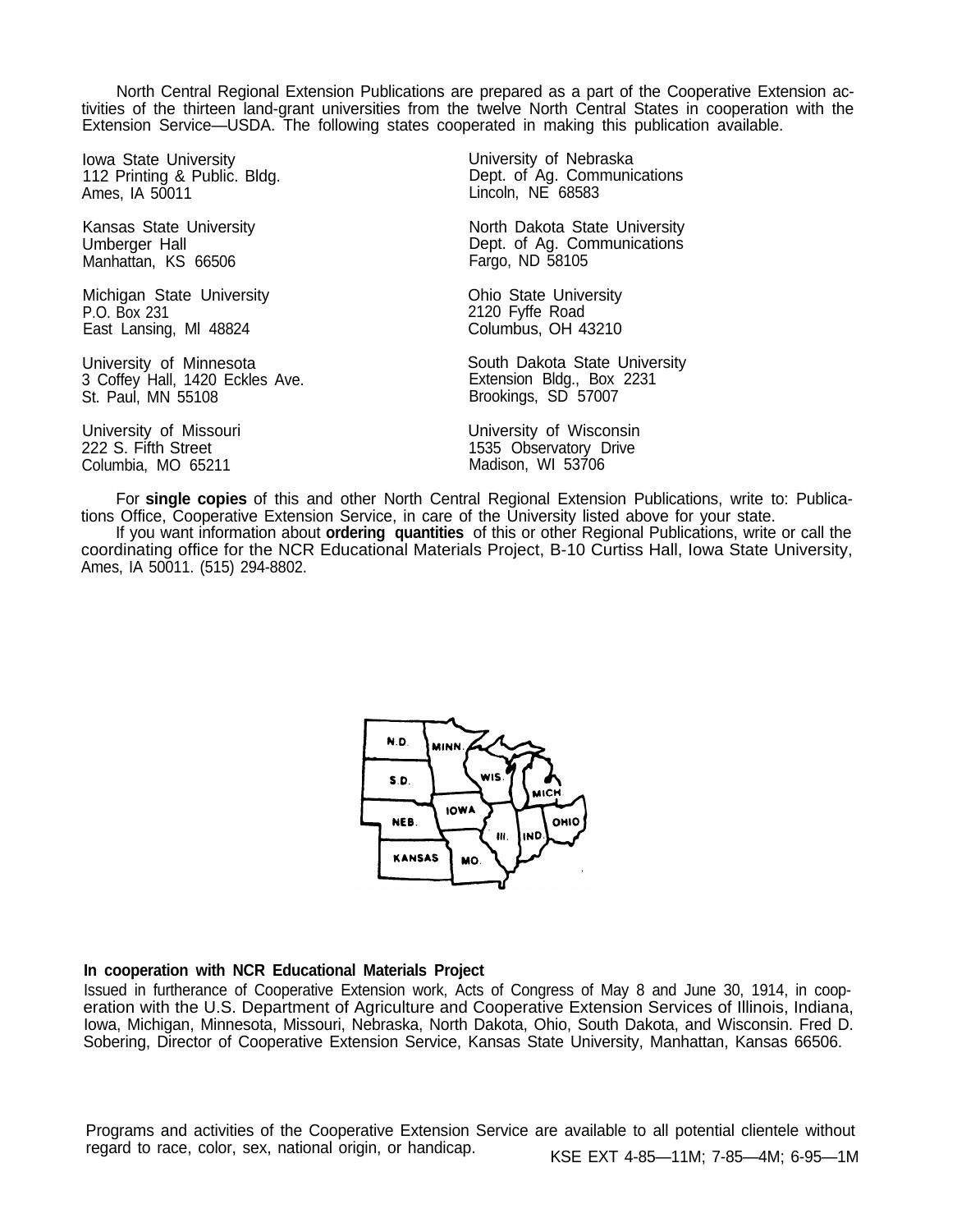North Central Regional Extension Publications are prepared as a part of the Cooperative Extension activities of the thirteen land-grant universities from the twelve North Central States in cooperation with the Extension Service—USDA. The following states cooperated in making this publication available.

Iowa State University
112 Printing & Public. Bldg.
Ames, IA 50011

Kansas State University
Umberger Hall
Manhattan, KS 66506

Michigan State University
P.O. Box 231
East Lansing, MI 48824

University of Minnesota
3 Coffey Hall, 1420 Eckles Ave.
St. Paul, MN 55108

University of Missouri
222 S. Fifth Street
Columbia, MO 65211

University of Nebraska
Dept. of Ag. Communications
Lincoln, NE 68583

North Dakota State University
Dept. of Ag. Communications
Fargo, ND 58105

Ohio State University
2120 Fyffe Road
Columbus, OH 43210

South Dakota State University
Extension Bldg., Box 2231
Brookings, SD 57007

University of Wisconsin
1535 Observatory Drive
Madison, WI 53706

For **single copies** of this and other North Central Regional Extension Publications, write to: Publications Office, Cooperative Extension Service, in care of the University listed above for your state.

If you want information about **ordering quantities** of this or other Regional Publications, write or call the coordinating office for the NCR Educational Materials Project, B-10 Curtiss Hall, Iowa State University, Ames, IA 50011. (515) 294-8802.

N.D.
MINN.
S.D.
WIS.
MICH
IOWA
NEB.
OHIO
Ill.
IND.
KANSAS
MO.

**In cooperation with NCR Educational Materials Project**

Issued in furtherance of Cooperative Extension work, Acts of Congress of May 8 and June 30, 1914, in cooperation with the U.S. Department of Agriculture and Cooperative Extension Services of Illinois, Indiana, Iowa, Michigan, Minnesota, Missouri, Nebraska, North Dakota, Ohio, South Dakota, and Wisconsin. Fred D. Sobering, Director of Cooperative Extension Service, Kansas State University, Manhattan, Kansas 66506.

Programs and activities of the Cooperative Extension Service are available to all potential clientele without regard to race, color, sex, national origin, or handicap.

KSE EXT 4-85—11M; 7-85—4M; 6-95—1M